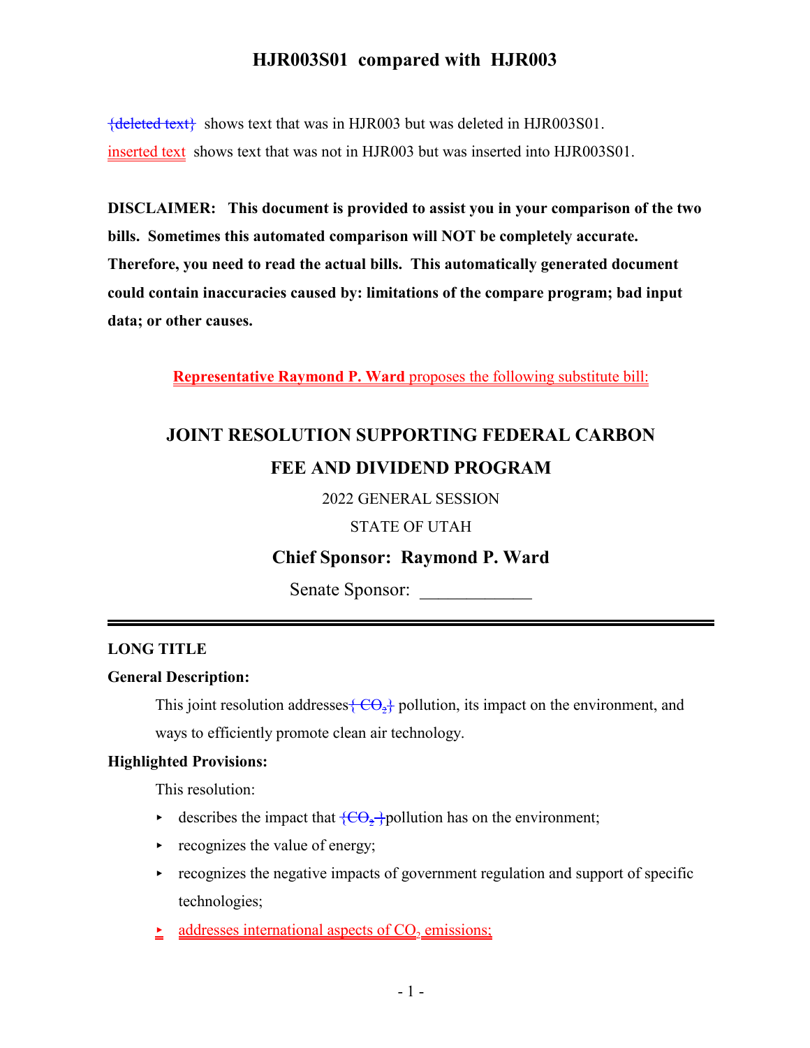# HJR003S01 compared with HJR003

{deleted text} shows text that was in HJR003 but was deleted in HJR003S01.

inserted text shows text that was not in HJR003 but was inserted into HJR003S01.

**DISCLAIMER: This document is provided to assist you in your comparison of the two bills. Sometimes this automated comparison will NOT be completely accurate. Therefore, you need to read the actual bills. This automatically generated document could contain inaccuracies caused by: limitations of the compare program; bad input data; or other causes.**

**Representative Raymond P. Ward** proposes the following substitute bill:

## JOINT RESOLUTION SUPPORTING FEDERAL CARBON FEE AND DIVIDEND PROGRAM

2022 GENERAL SESSION

STATE OF UTAH

**Chief Sponsor: Raymond P. Ward**

Senate Sponsor: ____________

**LONG TITLE**

**General Description:**

This joint resolution addresses{ $CO_2$} pollution, its impact on the environment, and ways to efficiently promote clean air technology.

**Highlighted Provisions:**

This resolution:

- describes the impact that {$CO_2$ }pollution has on the environment;
- recognizes the value of energy;
- recognizes the negative impacts of government regulation and support of specific technologies;
- addresses international aspects of $CO_2$ emissions;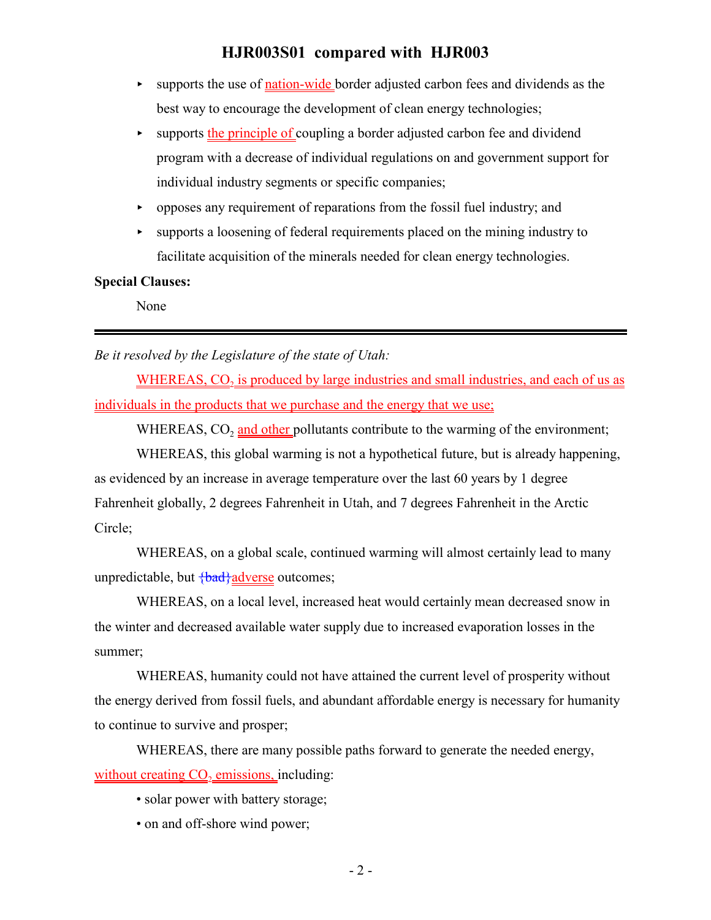- supports the use of nation-wide border adjusted carbon fees and dividends as the best way to encourage the development of clean energy technologies;
- supports the principle of coupling a border adjusted carbon fee and dividend program with a decrease of individual regulations on and government support for individual industry segments or specific companies;
- opposes any requirement of reparations from the fossil fuel industry; and
- supports a loosening of federal requirements placed on the mining industry to facilitate acquisition of the minerals needed for clean energy technologies.

**Special Clauses:**

None

---

*Be it resolved by the Legislature of the state of Utah:*

WHEREAS, $CO_2$ is produced by large industries and small industries, and each of us as individuals in the products that we purchase and the energy that we use;

WHEREAS, $CO_2$ and other pollutants contribute to the warming of the environment;

WHEREAS, this global warming is not a hypothetical future, but is already happening, as evidenced by an increase in average temperature over the last 60 years by 1 degree Fahrenheit globally, 2 degrees Fahrenheit in Utah, and 7 degrees Fahrenheit in the Arctic Circle;

WHEREAS, on a global scale, continued warming will almost certainly lead to many unpredictable, but {bad}adverse outcomes;

WHEREAS, on a local level, increased heat would certainly mean decreased snow in the winter and decreased available water supply due to increased evaporation losses in the summer;

WHEREAS, humanity could not have attained the current level of prosperity without the energy derived from fossil fuels, and abundant affordable energy is necessary for humanity to continue to survive and prosper;

WHEREAS, there are many possible paths forward to generate the needed energy, without creating $CO_2$ emissions, including:

• solar power with battery storage;

• on and off-shore wind power;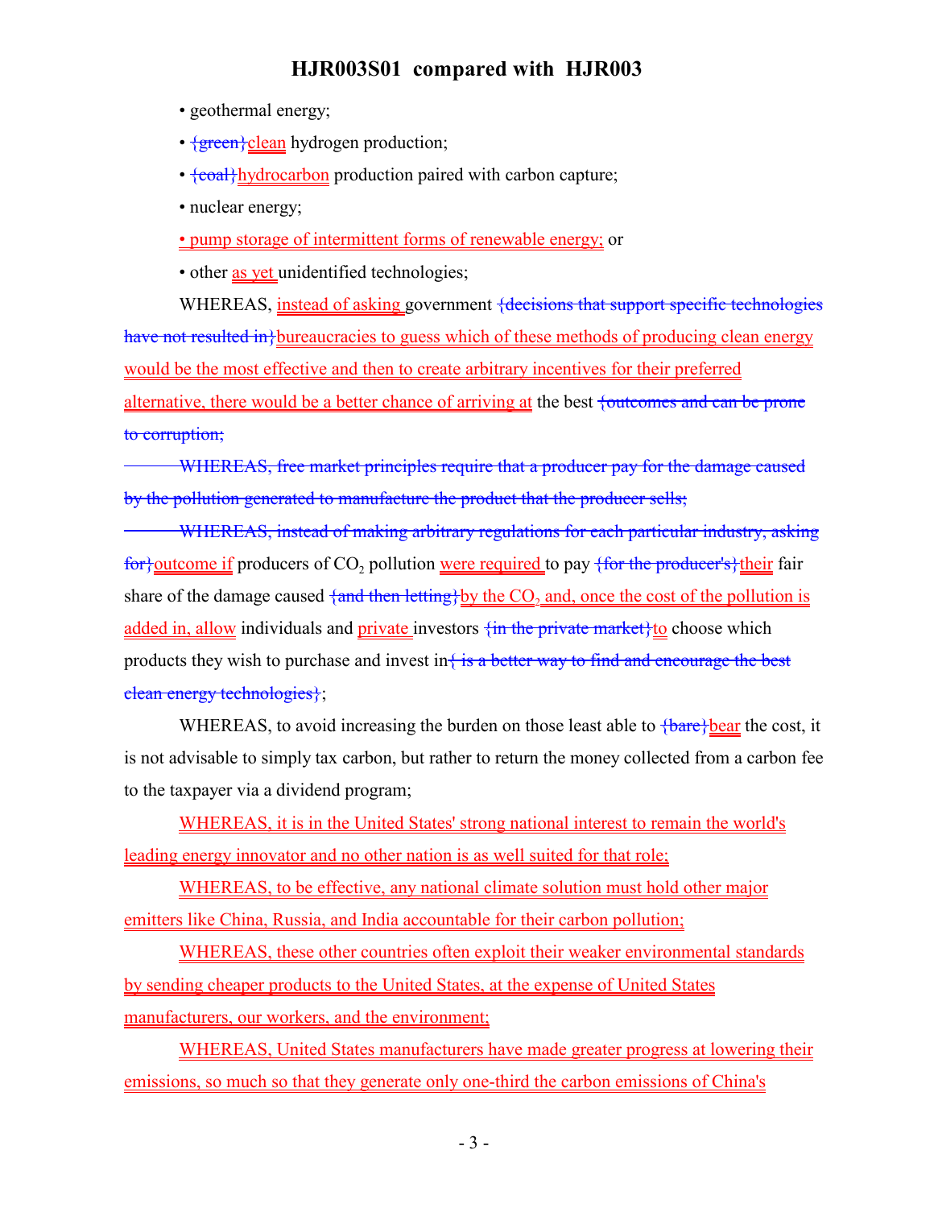- geothermal energy;
- {green}clean hydrogen production;
- {coal}hydrocarbon production paired with carbon capture;
- nuclear energy;
- pump storage of intermittent forms of renewable energy; or
- other as yet unidentified technologies;

WHEREAS, instead of asking government {decisions that support specific technologies have not resulted in}bureaucracies to guess which of these methods of producing clean energy would be the most effective and then to create arbitrary incentives for their preferred alternative, there would be a better chance of arriving at the best {outcomes and can be prone to corruption;

WHEREAS, free market principles require that a producer pay for the damage caused by the pollution generated to manufacture the product that the producer sells;

WHEREAS, instead of making arbitrary regulations for each particular industry, asking for}outcome if producers of $CO_2$ pollution were required to pay {for the producer's}their fair share of the damage caused {and then letting}by the $CO_2$ and, once the cost of the pollution is added in, allow individuals and private investors {in the private market}to choose which products they wish to purchase and invest in{ is a better way to find and encourage the best clean energy technologies};

WHEREAS, to avoid increasing the burden on those least able to {bare}bear the cost, it is not advisable to simply tax carbon, but rather to return the money collected from a carbon fee to the taxpayer via a dividend program;

WHEREAS, it is in the United States' strong national interest to remain the world's leading energy innovator and no other nation is as well suited for that role;

WHEREAS, to be effective, any national climate solution must hold other major emitters like China, Russia, and India accountable for their carbon pollution;

WHEREAS, these other countries often exploit their weaker environmental standards by sending cheaper products to the United States, at the expense of United States manufacturers, our workers, and the environment;

WHEREAS, United States manufacturers have made greater progress at lowering their emissions, so much so that they generate only one-third the carbon emissions of China's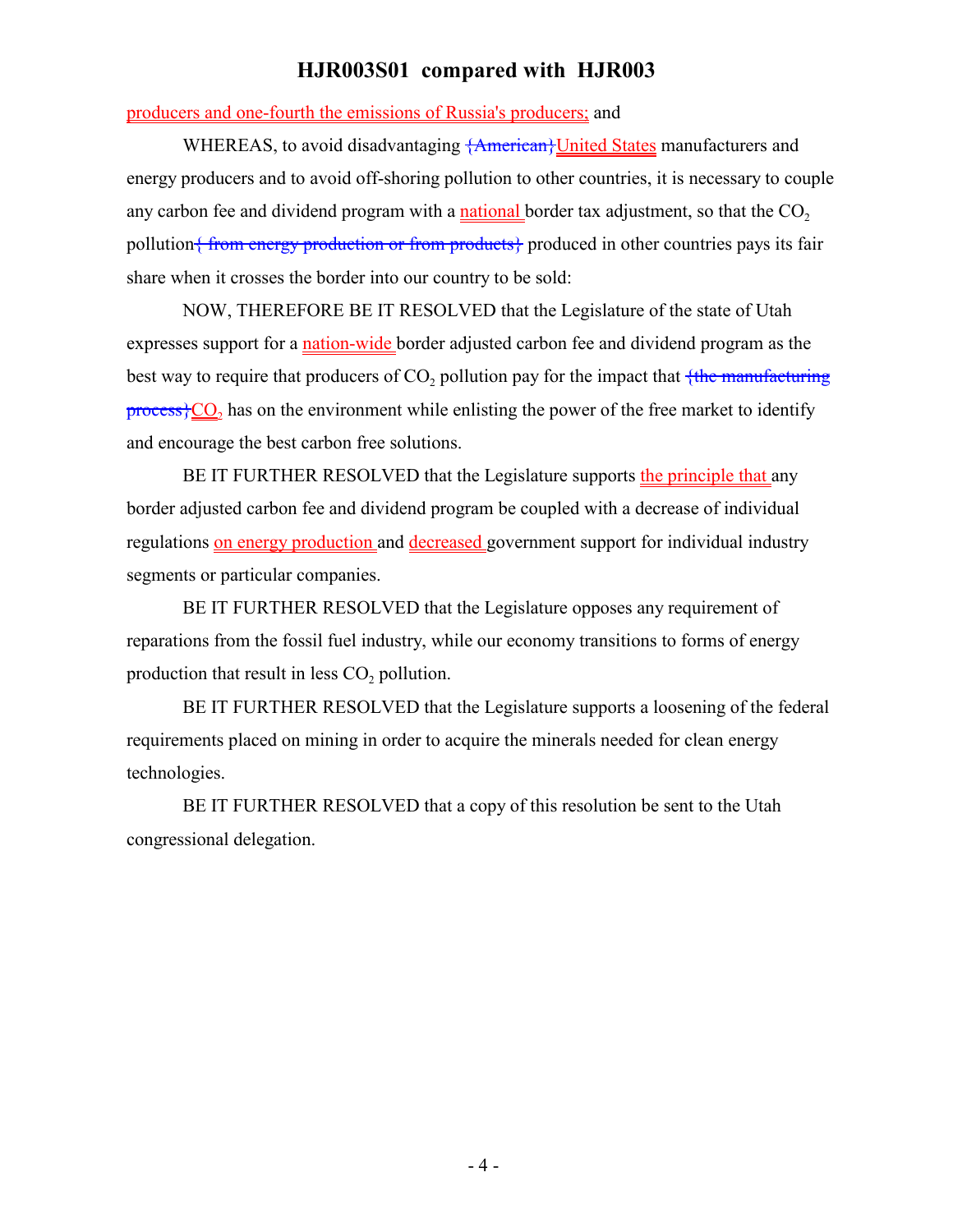producers and one-fourth the emissions of Russia's producers; and

WHEREAS, to avoid disadvantaging {American}United States manufacturers and energy producers and to avoid off-shoring pollution to other countries, it is necessary to couple any carbon fee and dividend program with a national border tax adjustment, so that the $CO_2$ pollution{ from energy production or from products} produced in other countries pays its fair share when it crosses the border into our country to be sold:

NOW, THEREFORE BE IT RESOLVED that the Legislature of the state of Utah expresses support for a nation-wide border adjusted carbon fee and dividend program as the best way to require that producers of $CO_2$ pollution pay for the impact that {the manufacturing process}$CO_2$ has on the environment while enlisting the power of the free market to identify and encourage the best carbon free solutions.

BE IT FURTHER RESOLVED that the Legislature supports the principle that any border adjusted carbon fee and dividend program be coupled with a decrease of individual regulations on energy production and decreased government support for individual industry segments or particular companies.

BE IT FURTHER RESOLVED that the Legislature opposes any requirement of reparations from the fossil fuel industry, while our economy transitions to forms of energy production that result in less $CO_2$ pollution.

BE IT FURTHER RESOLVED that the Legislature supports a loosening of the federal requirements placed on mining in order to acquire the minerals needed for clean energy technologies.

BE IT FURTHER RESOLVED that a copy of this resolution be sent to the Utah congressional delegation.